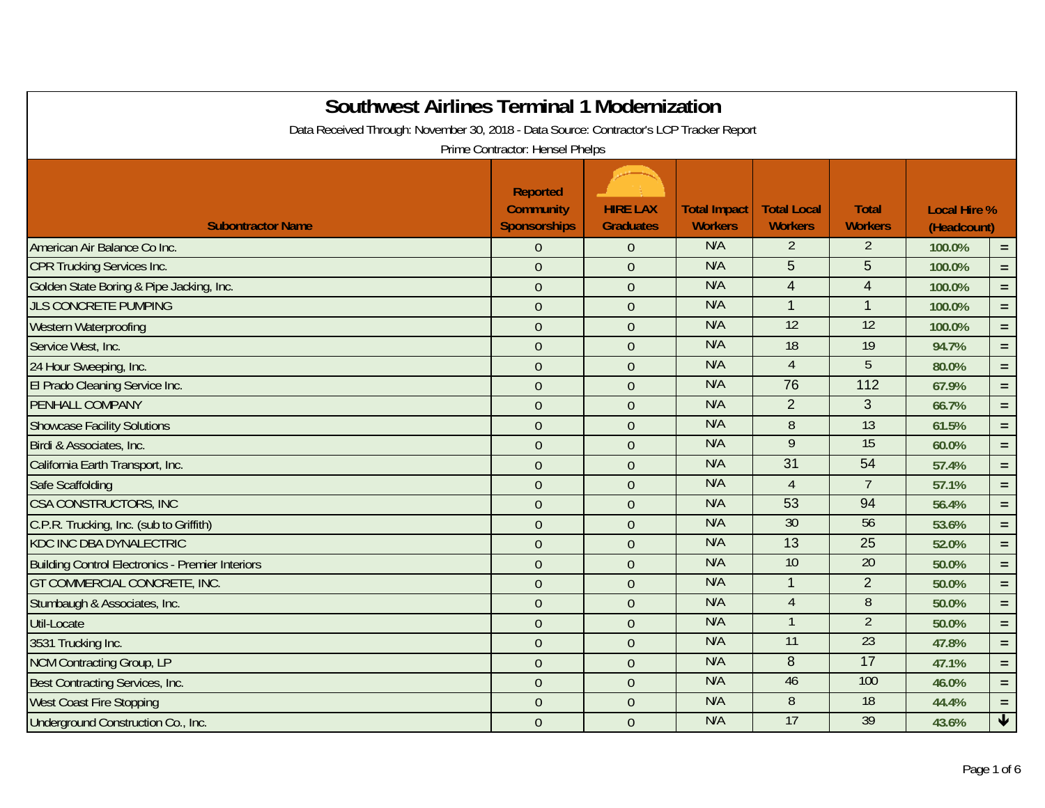# Southwest Airlines Terminal 1 Modernization

Data Received Through: November 30, 2018 - Data Source: Contractor's LCP Tracker Report

Prime Contractor: Hensel Phelps

| Subontractor Name | Reported Community Sponsorships | HIRE LAX Graduates | Total Impact Workers | Total Local Workers | Total Workers | Local Hire % (Headcount) | |
|---|---|---|---|---|---|---|---|
| American Air Balance Co Inc. | 0 | 0 | N/A | 2 | 2 | 100.0% | = |
| CPR Trucking Services Inc. | 0 | 0 | N/A | 5 | 5 | 100.0% | = |
| Golden State Boring & Pipe Jacking, Inc. | 0 | 0 | N/A | 4 | 4 | 100.0% | = |
| JLS CONCRETE PUMPING | 0 | 0 | N/A | 1 | 1 | 100.0% | = |
| Western Waterproofing | 0 | 0 | N/A | 12 | 12 | 100.0% | = |
| Service West, Inc. | 0 | 0 | N/A | 18 | 19 | 94.7% | = |
| 24 Hour Sweeping, Inc. | 0 | 0 | N/A | 4 | 5 | 80.0% | = |
| El Prado Cleaning Service Inc. | 0 | 0 | N/A | 76 | 112 | 67.9% | = |
| PENHALL COMPANY | 0 | 0 | N/A | 2 | 3 | 66.7% | = |
| Showcase Facility Solutions | 0 | 0 | N/A | 8 | 13 | 61.5% | = |
| Birdi & Associates, Inc. | 0 | 0 | N/A | 9 | 15 | 60.0% | = |
| California Earth Transport, Inc. | 0 | 0 | N/A | 31 | 54 | 57.4% | = |
| Safe Scaffolding | 0 | 0 | N/A | 4 | 7 | 57.1% | = |
| CSA CONSTRUCTORS, INC | 0 | 0 | N/A | 53 | 94 | 56.4% | = |
| C.P.R. Trucking, Inc. (sub to Griffith) | 0 | 0 | N/A | 30 | 56 | 53.6% | = |
| KDC INC DBA DYNALECTRIC | 0 | 0 | N/A | 13 | 25 | 52.0% | = |
| Building Control Electronics - Premier Interiors | 0 | 0 | N/A | 10 | 20 | 50.0% | = |
| GT COMMERCIAL CONCRETE, INC. | 0 | 0 | N/A | 1 | 2 | 50.0% | = |
| Stumbaugh & Associates, Inc. | 0 | 0 | N/A | 4 | 8 | 50.0% | = |
| Util-Locate | 0 | 0 | N/A | 1 | 2 | 50.0% | = |
| 3531 Trucking Inc. | 0 | 0 | N/A | 11 | 23 | 47.8% | = |
| NCM Contracting Group, LP | 0 | 0 | N/A | 8 | 17 | 47.1% | = |
| Best Contracting Services, Inc. | 0 | 0 | N/A | 46 | 100 | 46.0% | = |
| West Coast Fire Stopping | 0 | 0 | N/A | 8 | 18 | 44.4% | = |
| Underground Construction Co., Inc. | 0 | 0 | N/A | 17 | 39 | 43.6% | ↓ |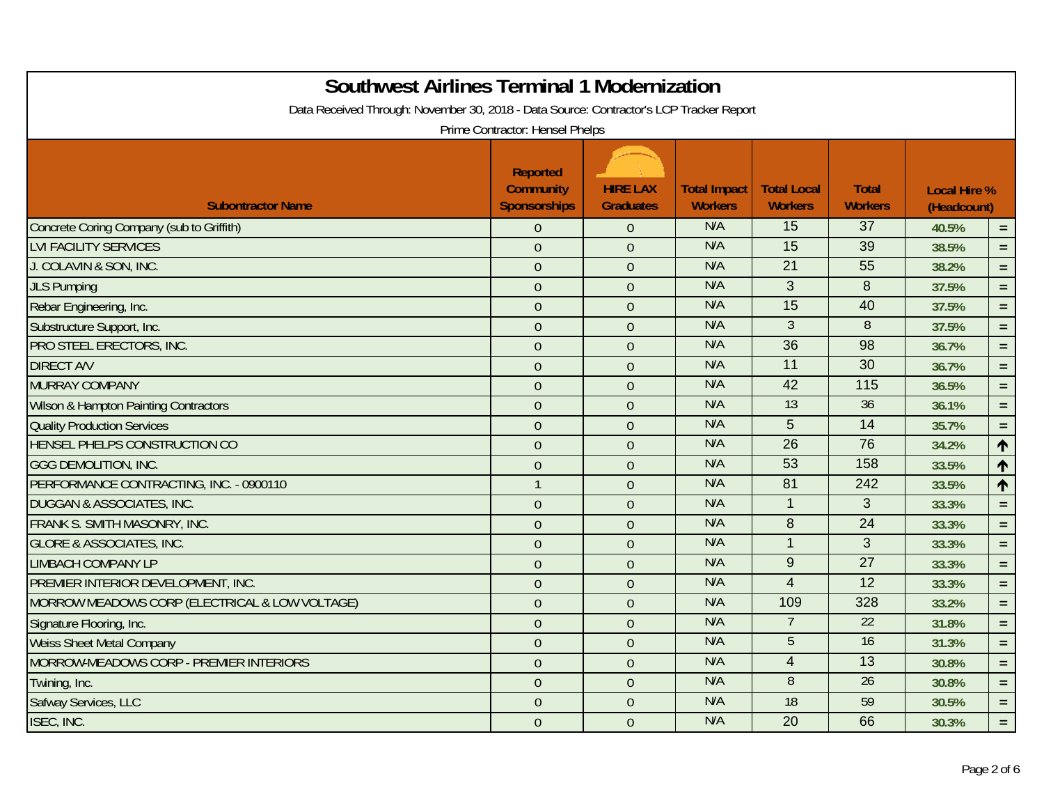# Southwest Airlines Terminal 1 Modernization

Data Received Through: November 30, 2018 - Data Source: Contractor's LCP Tracker Report

Prime Contractor: Hensel Phelps

| Subontractor Name | Reported Community Sponsorships | HIRE LAX Graduates | Total Impact Workers | Total Local Workers | Total Workers | Local Hire % (Headcount) | |
|---|---|---|---|---|---|---|---|
| Concrete Coring Company (sub to Griffith) | 0 | 0 | N/A | 15 | 37 | 40.5% | = |
| LVI FACILITY SERVICES | 0 | 0 | N/A | 15 | 39 | 38.5% | = |
| J. COLAVIN & SON, INC. | 0 | 0 | N/A | 21 | 55 | 38.2% | = |
| JLS Pumping | 0 | 0 | N/A | 3 | 8 | 37.5% | = |
| Rebar Engineering, Inc. | 0 | 0 | N/A | 15 | 40 | 37.5% | = |
| Substructure Support, Inc. | 0 | 0 | N/A | 3 | 8 | 37.5% | = |
| PRO STEEL ERECTORS, INC. | 0 | 0 | N/A | 36 | 98 | 36.7% | = |
| DIRECT A/V | 0 | 0 | N/A | 11 | 30 | 36.7% | = |
| MURRAY COMPANY | 0 | 0 | N/A | 42 | 115 | 36.5% | = |
| Wilson & Hampton Painting Contractors | 0 | 0 | N/A | 13 | 36 | 36.1% | = |
| Quality Production Services | 0 | 0 | N/A | 5 | 14 | 35.7% | = |
| HENSEL PHELPS CONSTRUCTION CO | 0 | 0 | N/A | 26 | 76 | 34.2% | ↑ |
| GGG DEMOLITION, INC. | 0 | 0 | N/A | 53 | 158 | 33.5% | ↑ |
| PERFORMANCE CONTRACTING, INC. - 0900110 | 1 | 0 | N/A | 81 | 242 | 33.5% | ↑ |
| DUGGAN & ASSOCIATES, INC. | 0 | 0 | N/A | 1 | 3 | 33.3% | = |
| FRANK S. SMITH MASONRY, INC. | 0 | 0 | N/A | 8 | 24 | 33.3% | = |
| GLORE & ASSOCIATES, INC. | 0 | 0 | N/A | 1 | 3 | 33.3% | = |
| LIMBACH COMPANY LP | 0 | 0 | N/A | 9 | 27 | 33.3% | = |
| PREMIER INTERIOR DEVELOPMENT, INC. | 0 | 0 | N/A | 4 | 12 | 33.3% | = |
| MORROW MEADOWS CORP (ELECTRICAL & LOW VOLTAGE) | 0 | 0 | N/A | 109 | 328 | 33.2% | = |
| Signature Flooring, Inc. | 0 | 0 | N/A | 7 | 22 | 31.8% | = |
| Weiss Sheet Metal Company | 0 | 0 | N/A | 5 | 16 | 31.3% | = |
| MORROW-MEADOWS CORP - PREMIER INTERIORS | 0 | 0 | N/A | 4 | 13 | 30.8% | = |
| Twining, Inc. | 0 | 0 | N/A | 8 | 26 | 30.8% | = |
| Safway Services, LLC | 0 | 0 | N/A | 18 | 59 | 30.5% | = |
| ISEC, INC. | 0 | 0 | N/A | 20 | 66 | 30.3% | = |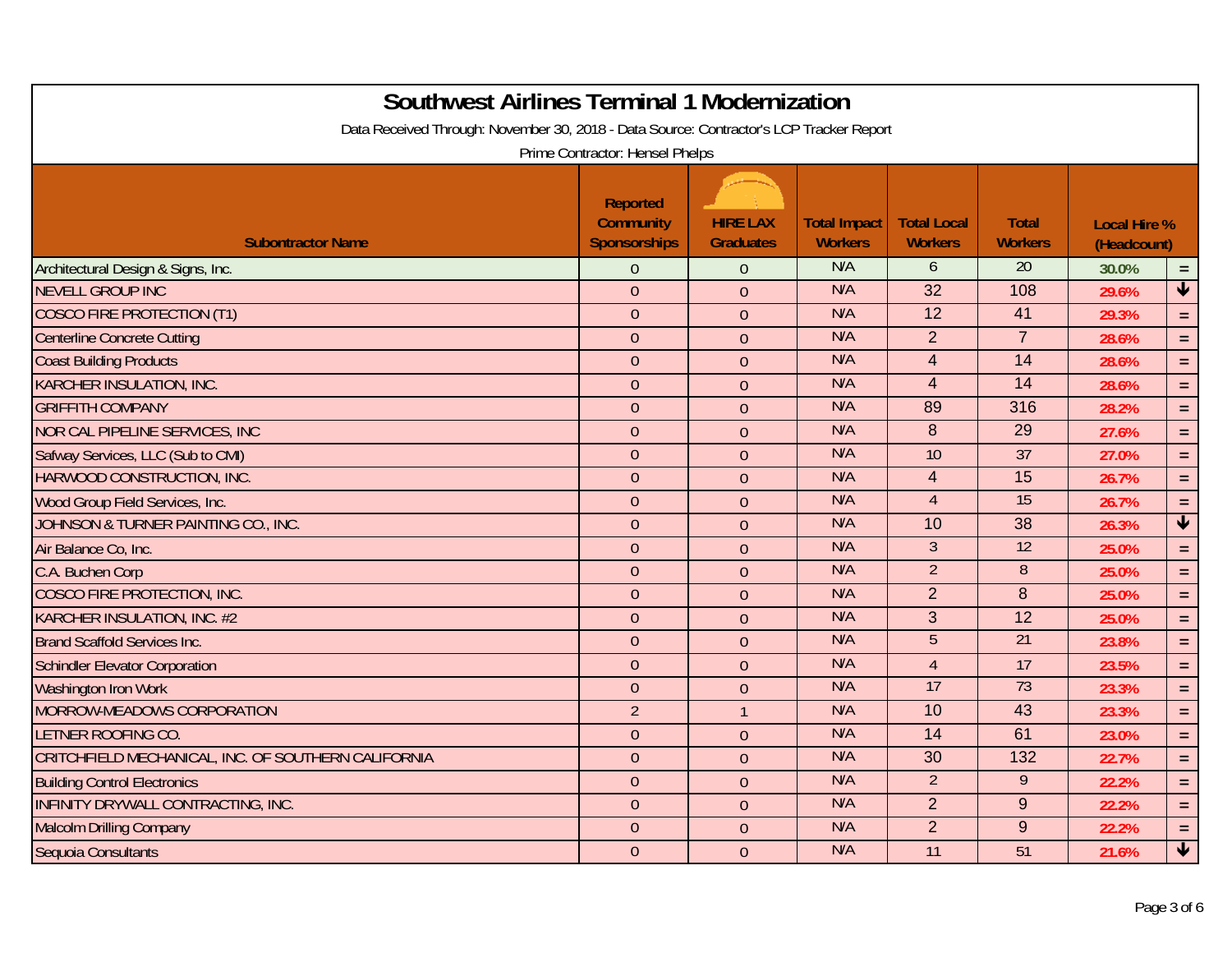# Southwest Airlines Terminal 1 Modernization

Data Received Through: November 30, 2018 - Data Source: Contractor's LCP Tracker Report

Prime Contractor: Hensel Phelps

| Subontractor Name | Reported Community Sponsorships | HIRE LAX Graduates | Total Impact Workers | Total Local Workers | Total Workers | Local Hire % (Headcount) | |
|---|---|---|---|---|---|---|---|
| Architectural Design & Signs, Inc. | 0 | 0 | N/A | 6 | 20 | 30.0% | = |
| NEVELL GROUP INC | 0 | 0 | N/A | 32 | 108 | 29.6% | ↓ |
| COSCO FIRE PROTECTION (T1) | 0 | 0 | N/A | 12 | 41 | 29.3% | = |
| Centerline Concrete Cutting | 0 | 0 | N/A | 2 | 7 | 28.6% | = |
| Coast Building Products | 0 | 0 | N/A | 4 | 14 | 28.6% | = |
| KARCHER INSULATION, INC. | 0 | 0 | N/A | 4 | 14 | 28.6% | = |
| GRIFFITH COMPANY | 0 | 0 | N/A | 89 | 316 | 28.2% | = |
| NOR CAL PIPELINE SERVICES, INC | 0 | 0 | N/A | 8 | 29 | 27.6% | = |
| Safway Services, LLC (Sub to CMI) | 0 | 0 | N/A | 10 | 37 | 27.0% | = |
| HARWOOD CONSTRUCTION, INC. | 0 | 0 | N/A | 4 | 15 | 26.7% | = |
| Wood Group Field Services, Inc. | 0 | 0 | N/A | 4 | 15 | 26.7% | = |
| JOHNSON & TURNER PAINTING CO., INC. | 0 | 0 | N/A | 10 | 38 | 26.3% | ↓ |
| Air Balance Co, Inc. | 0 | 0 | N/A | 3 | 12 | 25.0% | = |
| C.A. Buchen Corp | 0 | 0 | N/A | 2 | 8 | 25.0% | = |
| COSCO FIRE PROTECTION, INC. | 0 | 0 | N/A | 2 | 8 | 25.0% | = |
| KARCHER INSULATION, INC. #2 | 0 | 0 | N/A | 3 | 12 | 25.0% | = |
| Brand Scaffold Services Inc. | 0 | 0 | N/A | 5 | 21 | 23.8% | = |
| Schindler Elevator Corporation | 0 | 0 | N/A | 4 | 17 | 23.5% | = |
| Washington Iron Work | 0 | 0 | N/A | 17 | 73 | 23.3% | = |
| MORROW-MEADOWS CORPORATION | 2 | 1 | N/A | 10 | 43 | 23.3% | = |
| LETNER ROOFING CO. | 0 | 0 | N/A | 14 | 61 | 23.0% | = |
| CRITCHFIELD MECHANICAL, INC. OF SOUTHERN CALIFORNIA | 0 | 0 | N/A | 30 | 132 | 22.7% | = |
| Building Control Electronics | 0 | 0 | N/A | 2 | 9 | 22.2% | = |
| INFINITY DRYWALL CONTRACTING, INC. | 0 | 0 | N/A | 2 | 9 | 22.2% | = |
| Malcolm Drilling Company | 0 | 0 | N/A | 2 | 9 | 22.2% | = |
| Sequoia Consultants | 0 | 0 | N/A | 11 | 51 | 21.6% | ↓ |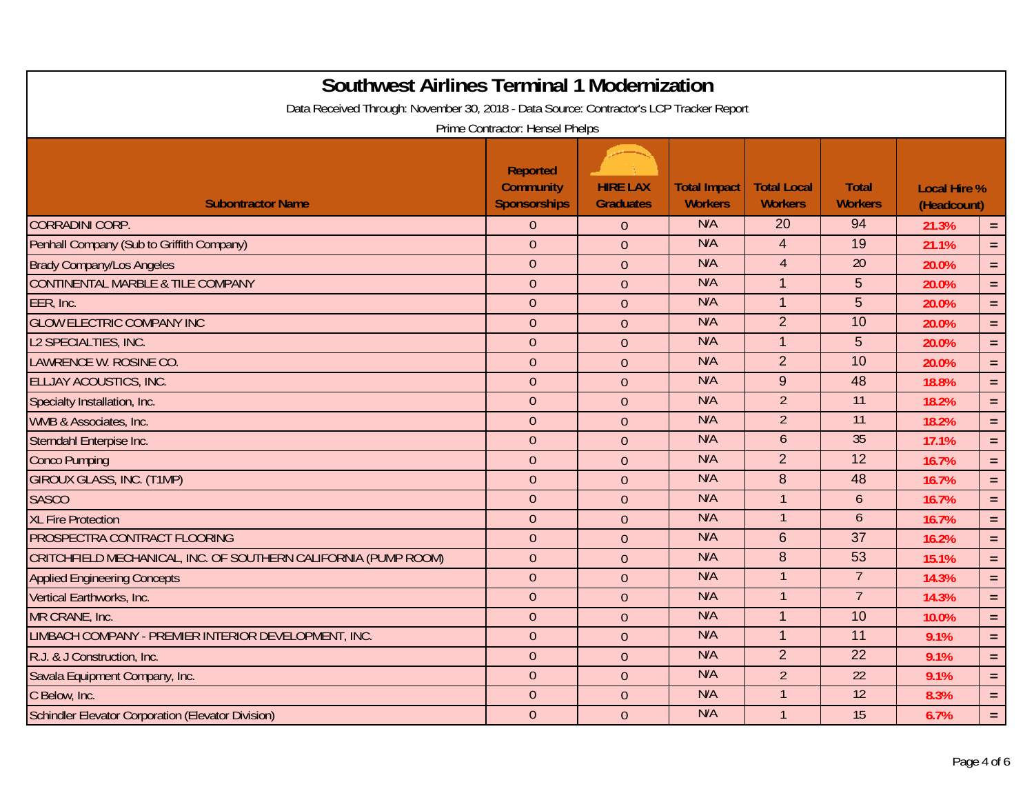# Southwest Airlines Terminal 1 Modernization

Data Received Through: November 30, 2018 - Data Source: Contractor's LCP Tracker Report

Prime Contractor: Hensel Phelps

| Subontractor Name | Reported Community Sponsorships | HIRE LAX Graduates | Total Impact Workers | Total Local Workers | Total Workers | Local Hire % (Headcount) | |
|---|---|---|---|---|---|---|---|
| CORRADINI CORP. | 0 | 0 | N/A | 20 | 94 | 21.3% | = |
| Penhall Company (Sub to Griffith Company) | 0 | 0 | N/A | 4 | 19 | 21.1% | = |
| Brady Company/Los Angeles | 0 | 0 | N/A | 4 | 20 | 20.0% | = |
| CONTINENTAL MARBLE & TILE COMPANY | 0 | 0 | N/A | 1 | 5 | 20.0% | = |
| EER, Inc. | 0 | 0 | N/A | 1 | 5 | 20.0% | = |
| GLOW ELECTRIC COMPANY INC | 0 | 0 | N/A | 2 | 10 | 20.0% | = |
| L2 SPECIALTIES, INC. | 0 | 0 | N/A | 1 | 5 | 20.0% | = |
| LAWRENCE W. ROSINE CO. | 0 | 0 | N/A | 2 | 10 | 20.0% | = |
| ELLJAY ACOUSTICS, INC. | 0 | 0 | N/A | 9 | 48 | 18.8% | = |
| Specialty Installation, Inc. | 0 | 0 | N/A | 2 | 11 | 18.2% | = |
| WMB & Associates, Inc. | 0 | 0 | N/A | 2 | 11 | 18.2% | = |
| Sterndahl Enterpise Inc. | 0 | 0 | N/A | 6 | 35 | 17.1% | = |
| Conco Pumping | 0 | 0 | N/A | 2 | 12 | 16.7% | = |
| GIROUX GLASS, INC. (T1MP) | 0 | 0 | N/A | 8 | 48 | 16.7% | = |
| SASCO | 0 | 0 | N/A | 1 | 6 | 16.7% | = |
| XL Fire Protection | 0 | 0 | N/A | 1 | 6 | 16.7% | = |
| PROSPECTRA CONTRACT FLOORING | 0 | 0 | N/A | 6 | 37 | 16.2% | = |
| CRITCHFIELD MECHANICAL, INC. OF SOUTHERN CALIFORNIA (PUMP ROOM) | 0 | 0 | N/A | 8 | 53 | 15.1% | = |
| Applied Engineering Concepts | 0 | 0 | N/A | 1 | 7 | 14.3% | = |
| Vertical Earthworks, Inc. | 0 | 0 | N/A | 1 | 7 | 14.3% | = |
| MR CRANE, Inc. | 0 | 0 | N/A | 1 | 10 | 10.0% | = |
| LIMBACH COMPANY - PREMIER INTERIOR DEVELOPMENT, INC. | 0 | 0 | N/A | 1 | 11 | 9.1% | = |
| R.J. & J Construction, Inc. | 0 | 0 | N/A | 2 | 22 | 9.1% | = |
| Savala Equipment Company, Inc. | 0 | 0 | N/A | 2 | 22 | 9.1% | = |
| C Below, Inc. | 0 | 0 | N/A | 1 | 12 | 8.3% | = |
| Schindler Elevator Corporation (Elevator Division) | 0 | 0 | N/A | 1 | 15 | 6.7% | = |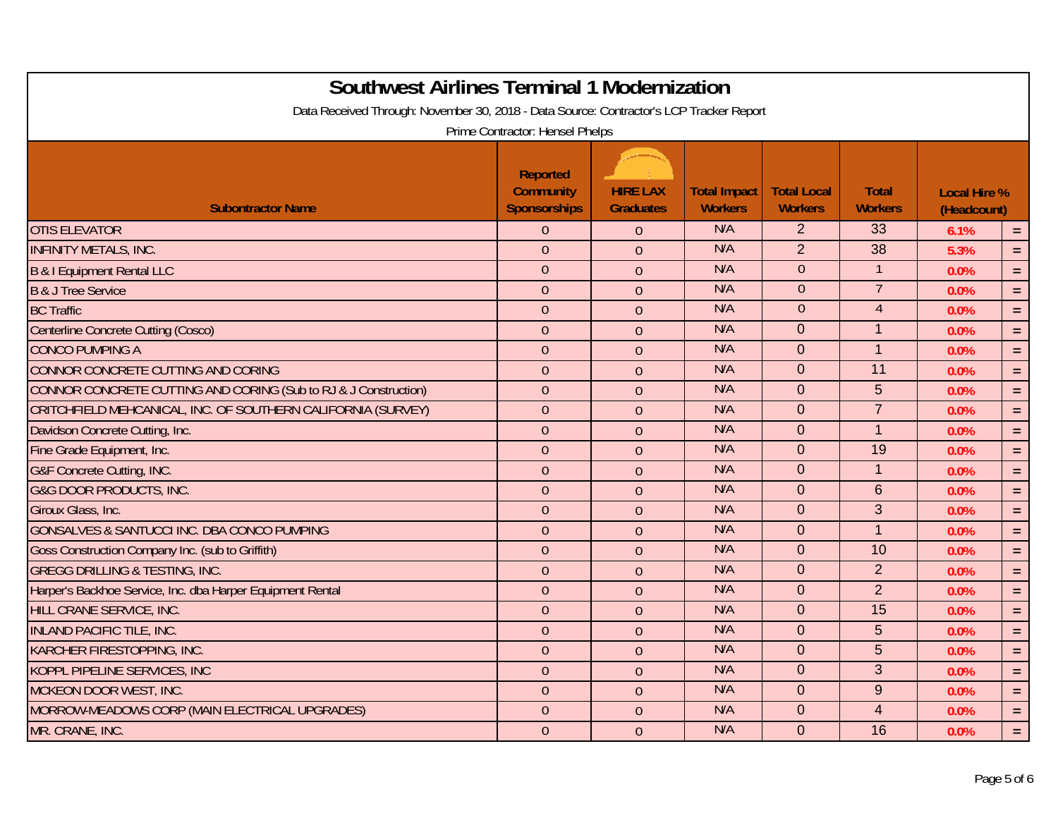# Southwest Airlines Terminal 1 Modernization

Data Received Through: November 30, 2018 - Data Source: Contractor's LCP Tracker Report

Prime Contractor: Hensel Phelps

| Subontractor Name | Reported Community Sponsorships | HIRE LAX Graduates | Total Impact Workers | Total Local Workers | Total Workers | Local Hire % (Headcount) | |
|---|---|---|---|---|---|---|---|
| OTIS ELEVATOR | 0 | 0 | N/A | 2 | 33 | 6.1% | = |
| INFINITY METALS, INC. | 0 | 0 | N/A | 2 | 38 | 5.3% | = |
| B & I Equipment Rental LLC | 0 | 0 | N/A | 0 | 1 | 0.0% | = |
| B & J Tree Service | 0 | 0 | N/A | 0 | 7 | 0.0% | = |
| BC Traffic | 0 | 0 | N/A | 0 | 4 | 0.0% | = |
| Centerline Concrete Cutting (Cosco) | 0 | 0 | N/A | 0 | 1 | 0.0% | = |
| CONCO PUMPING A | 0 | 0 | N/A | 0 | 1 | 0.0% | = |
| CONNOR CONCRETE CUTTING AND CORING | 0 | 0 | N/A | 0 | 11 | 0.0% | = |
| CONNOR CONCRETE CUTTING AND CORING (Sub to RJ & J Construction) | 0 | 0 | N/A | 0 | 5 | 0.0% | = |
| CRITCHFIELD MEHCANICAL, INC. OF SOUTHERN CALIFORNIA (SURVEY) | 0 | 0 | N/A | 0 | 7 | 0.0% | = |
| Davidson Concrete Cutting, Inc. | 0 | 0 | N/A | 0 | 1 | 0.0% | = |
| Fine Grade Equipment, Inc. | 0 | 0 | N/A | 0 | 19 | 0.0% | = |
| G&F Concrete Cutting, INC. | 0 | 0 | N/A | 0 | 1 | 0.0% | = |
| G&G DOOR PRODUCTS, INC. | 0 | 0 | N/A | 0 | 6 | 0.0% | = |
| Giroux Glass, Inc. | 0 | 0 | N/A | 0 | 3 | 0.0% | = |
| GONSALVES & SANTUCCI INC. DBA CONCO PUMPING | 0 | 0 | N/A | 0 | 1 | 0.0% | = |
| Goss Construction Company Inc. (sub to Griffith) | 0 | 0 | N/A | 0 | 10 | 0.0% | = |
| GREGG DRILLING & TESTING, INC. | 0 | 0 | N/A | 0 | 2 | 0.0% | = |
| Harper's Backhoe Service, Inc. dba Harper Equipment Rental | 0 | 0 | N/A | 0 | 2 | 0.0% | = |
| HILL CRANE SERVICE, INC. | 0 | 0 | N/A | 0 | 15 | 0.0% | = |
| INLAND PACIFIC TILE, INC. | 0 | 0 | N/A | 0 | 5 | 0.0% | = |
| KARCHER FIRESTOPPING, INC. | 0 | 0 | N/A | 0 | 5 | 0.0% | = |
| KOPPL PIPELINE SERVICES, INC | 0 | 0 | N/A | 0 | 3 | 0.0% | = |
| MCKEON DOOR WEST, INC. | 0 | 0 | N/A | 0 | 9 | 0.0% | = |
| MORROW-MEADOWS CORP (MAIN ELECTRICAL UPGRADES) | 0 | 0 | N/A | 0 | 4 | 0.0% | = |
| MR. CRANE, INC. | 0 | 0 | N/A | 0 | 16 | 0.0% | = |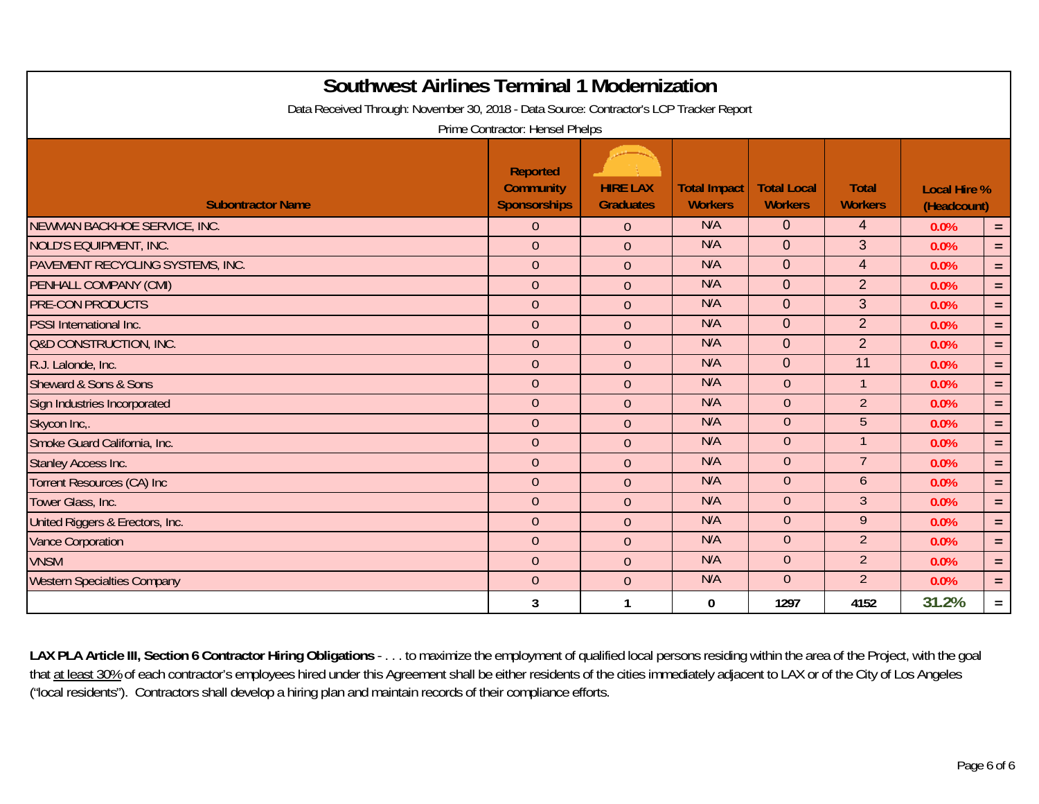# Southwest Airlines Terminal 1 Modernization

Data Received Through: November 30, 2018 - Data Source: Contractor's LCP Tracker Report

Prime Contractor: Hensel Phelps

| Subontractor Name | Reported Community Sponsorships | HIRE LAX Graduates | Total Impact Workers | Total Local Workers | Total Workers | Local Hire % (Headcount) | |
|---|---|---|---|---|---|---|---|
| NEWMAN BACKHOE SERVICE, INC. | 0 | 0 | N/A | 0 | 4 | 0.0% | = |
| NOLD'S EQUIPMENT, INC. | 0 | 0 | N/A | 0 | 3 | 0.0% | = |
| PAVEMENT RECYCLING SYSTEMS, INC. | 0 | 0 | N/A | 0 | 4 | 0.0% | = |
| PENHALL COMPANY (CMI) | 0 | 0 | N/A | 0 | 2 | 0.0% | = |
| PRE-CON PRODUCTS | 0 | 0 | N/A | 0 | 3 | 0.0% | = |
| PSSI International Inc. | 0 | 0 | N/A | 0 | 2 | 0.0% | = |
| Q&D CONSTRUCTION, INC. | 0 | 0 | N/A | 0 | 2 | 0.0% | = |
| R.J. Lalonde, Inc. | 0 | 0 | N/A | 0 | 11 | 0.0% | = |
| Sheward & Sons & Sons | 0 | 0 | N/A | 0 | 1 | 0.0% | = |
| Sign Industries Incorporated | 0 | 0 | N/A | 0 | 2 | 0.0% | = |
| Skycon Inc,. | 0 | 0 | N/A | 0 | 5 | 0.0% | = |
| Smoke Guard California, Inc. | 0 | 0 | N/A | 0 | 1 | 0.0% | = |
| Stanley Access Inc. | 0 | 0 | N/A | 0 | 7 | 0.0% | = |
| Torrent Resources (CA) Inc | 0 | 0 | N/A | 0 | 6 | 0.0% | = |
| Tower Glass, Inc. | 0 | 0 | N/A | 0 | 3 | 0.0% | = |
| United Riggers & Erectors, Inc. | 0 | 0 | N/A | 0 | 9 | 0.0% | = |
| Vance Corporation | 0 | 0 | N/A | 0 | 2 | 0.0% | = |
| VNSM | 0 | 0 | N/A | 0 | 2 | 0.0% | = |
| Western Specialties Company | 0 | 0 | N/A | 0 | 2 | 0.0% | = |
| | **3** | **1** | **0** | **1297** | **4152** | **31.2%** | = |

**LAX PLA Article III, Section 6 Contractor Hiring Obligations** - . . . to maximize the employment of qualified local persons residing within the area of the Project, with the goal that at least 30% of each contractor's employees hired under this Agreement shall be either residents of the cities immediately adjacent to LAX or of the City of Los Angeles ("local residents"). Contractors shall develop a hiring plan and maintain records of their compliance efforts.